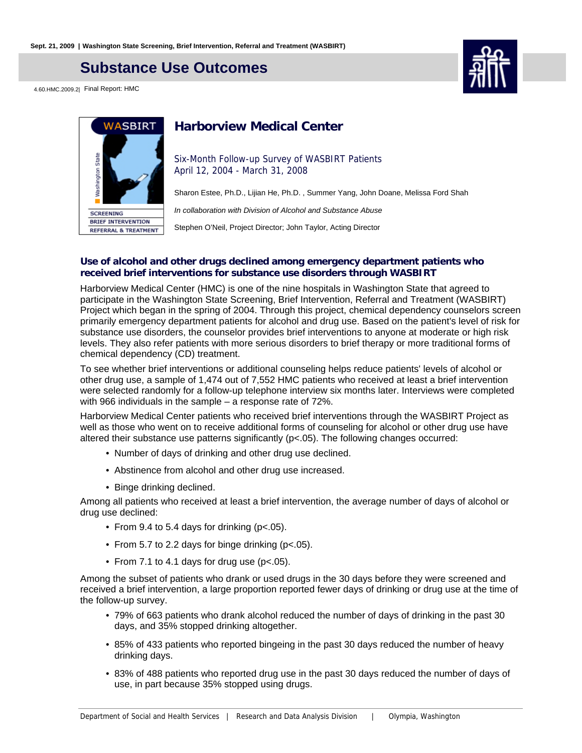Sept. 21, 2009 | Washington State Screening, Brief Intervention, Referral and Treatment (WASBIRT)

# Substance Use Outcomes

4.60.HMC.2009.2| Final Report: HMC

## Harborview Medical Center

Six-Month Follow-up Survey of WASBIRT Patients
April 12, 2004 - March 31, 2008

Sharon Estee, Ph.D., Lijian He, Ph.D. , Summer Yang, John Doane, Melissa Ford Shah

*In collaboration with Division of Alcohol and Substance Abuse*

Stephen O'Neil, Project Director; John Taylor, Acting Director

### Use of alcohol and other drugs declined among emergency department patients who received brief interventions for substance use disorders through WASBIRT

Harborview Medical Center (HMC) is one of the nine hospitals in Washington State that agreed to participate in the Washington State Screening, Brief Intervention, Referral and Treatment (WASBIRT) Project which began in the spring of 2004. Through this project, chemical dependency counselors screen primarily emergency department patients for alcohol and drug use. Based on the patient's level of risk for substance use disorders, the counselor provides brief interventions to anyone at moderate or high risk levels. They also refer patients with more serious disorders to brief therapy or more traditional forms of chemical dependency (CD) treatment.

To see whether brief interventions or additional counseling helps reduce patients' levels of alcohol or other drug use, a sample of 1,474 out of 7,552 HMC patients who received at least a brief intervention were selected randomly for a follow-up telephone interview six months later. Interviews were completed with 966 individuals in the sample – a response rate of 72%.

Harborview Medical Center patients who received brief interventions through the WASBIRT Project as well as those who went on to receive additional forms of counseling for alcohol or other drug use have altered their substance use patterns significantly ($p<.05$). The following changes occurred:

- Number of days of drinking and other drug use declined.
- Abstinence from alcohol and other drug use increased.
- Binge drinking declined.

Among all patients who received at least a brief intervention, the average number of days of alcohol or drug use declined:

- From 9.4 to 5.4 days for drinking ($p<.05$).
- From 5.7 to 2.2 days for binge drinking ($p<.05$).
- From 7.1 to 4.1 days for drug use ($p<.05$).

Among the subset of patients who drank or used drugs in the 30 days before they were screened and received a brief intervention, a large proportion reported fewer days of drinking or drug use at the time of the follow-up survey.

- 79% of 663 patients who drank alcohol reduced the number of days of drinking in the past 30 days, and 35% stopped drinking altogether.
- 85% of 433 patients who reported bingeing in the past 30 days reduced the number of heavy drinking days.
- 83% of 488 patients who reported drug use in the past 30 days reduced the number of days of use, in part because 35% stopped using drugs.

Department of Social and Health Services | Research and Data Analysis Division | Olympia, Washington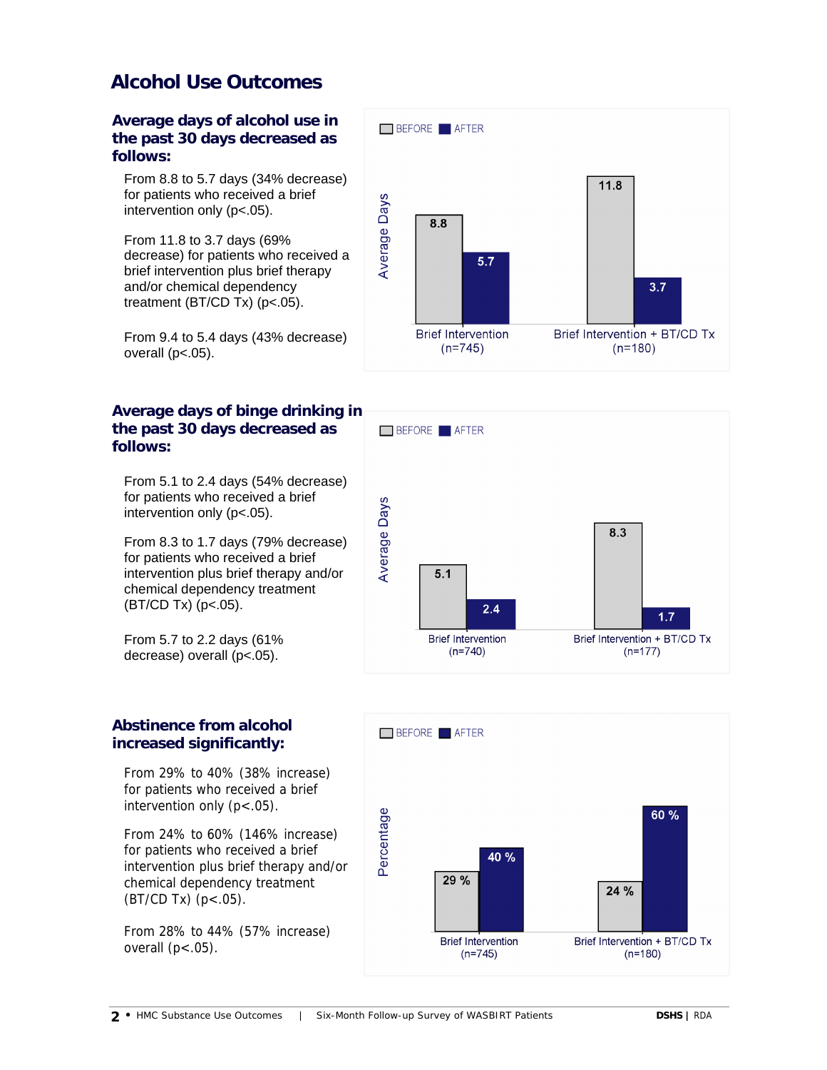# Alcohol Use Outcomes

### Average days of alcohol use in the past 30 days decreased as follows:

From 8.8 to 5.7 days (34% decrease) for patients who received a brief intervention only (p<.05).

From 11.8 to 3.7 days (69% decrease) for patients who received a brief intervention plus brief therapy and/or chemical dependency treatment (BT/CD Tx) (p<.05).

From 9.4 to 5.4 days (43% decrease) overall (p<.05).

| | BEFORE | AFTER |
|---|---|---|
| Brief Intervention (n=745) | 8.8 | 5.7 |
| Brief Intervention + BT/CD Tx (n=180) | 11.8 | 3.7 |

### Average days of binge drinking in the past 30 days decreased as follows:

From 5.1 to 2.4 days (54% decrease) for patients who received a brief intervention only (p<.05).

From 8.3 to 1.7 days (79% decrease) for patients who received a brief intervention plus brief therapy and/or chemical dependency treatment (BT/CD Tx) (p<.05).

From 5.7 to 2.2 days (61% decrease) overall (p<.05).

| | BEFORE | AFTER |
|---|---|---|
| Brief Intervention (n=740) | 5.1 | 2.4 |
| Brief Intervention + BT/CD Tx (n=177) | 8.3 | 1.7 |

### Abstinence from alcohol increased significantly:

From 29% to 40% (38% increase) for patients who received a brief intervention only (p<.05).

From 24% to 60% (146% increase) for patients who received a brief intervention plus brief therapy and/or chemical dependency treatment (BT/CD Tx) (p<.05).

From 28% to 44% (57% increase) overall (p<.05).

| | BEFORE | AFTER |
|---|---|---|
| Brief Intervention (n=745) | 29 % | 40 % |
| Brief Intervention + BT/CD Tx (n=180) | 24 % | 60 % |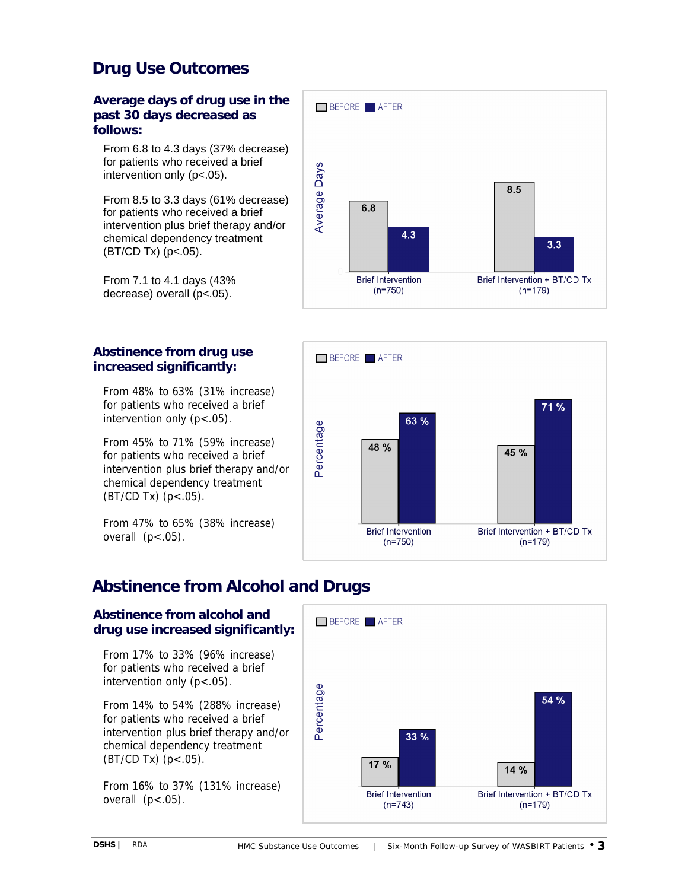# Drug Use Outcomes

### Average days of drug use in the past 30 days decreased as follows:

From 6.8 to 4.3 days (37% decrease) for patients who received a brief intervention only (p<.05).

From 8.5 to 3.3 days (61% decrease) for patients who received a brief intervention plus brief therapy and/or chemical dependency treatment (BT/CD Tx) (p<.05).

From 7.1 to 4.1 days (43% decrease) overall (p<.05).

| Average Days | BEFORE | AFTER |
|---|---|---|
| Brief Intervention (n=750) | 6.8 | 4.3 |
| Brief Intervention + BT/CD Tx (n=179) | 8.5 | 3.3 |

### Abstinence from drug use increased significantly:

From 48% to 63% (31% increase) for patients who received a brief intervention only (p<.05).

From 45% to 71% (59% increase) for patients who received a brief intervention plus brief therapy and/or chemical dependency treatment (BT/CD Tx) (p<.05).

From 47% to 65% (38% increase) overall (p<.05).

| Percentage | BEFORE | AFTER |
|---|---|---|
| Brief Intervention (n=750) | 48 % | 63 % |
| Brief Intervention + BT/CD Tx (n=179) | 45 % | 71 % |

# Abstinence from Alcohol and Drugs

### Abstinence from alcohol and drug use increased significantly:

From 17% to 33% (96% increase) for patients who received a brief intervention only (p<.05).

From 14% to 54% (288% increase) for patients who received a brief intervention plus brief therapy and/or chemical dependency treatment (BT/CD Tx) (p<.05).

From 16% to 37% (131% increase) overall (p<.05).

| Percentage | BEFORE | AFTER |
|---|---|---|
| Brief Intervention (n=743) | 17 % | 33 % |
| Brief Intervention + BT/CD Tx (n=179) | 14 % | 54 % |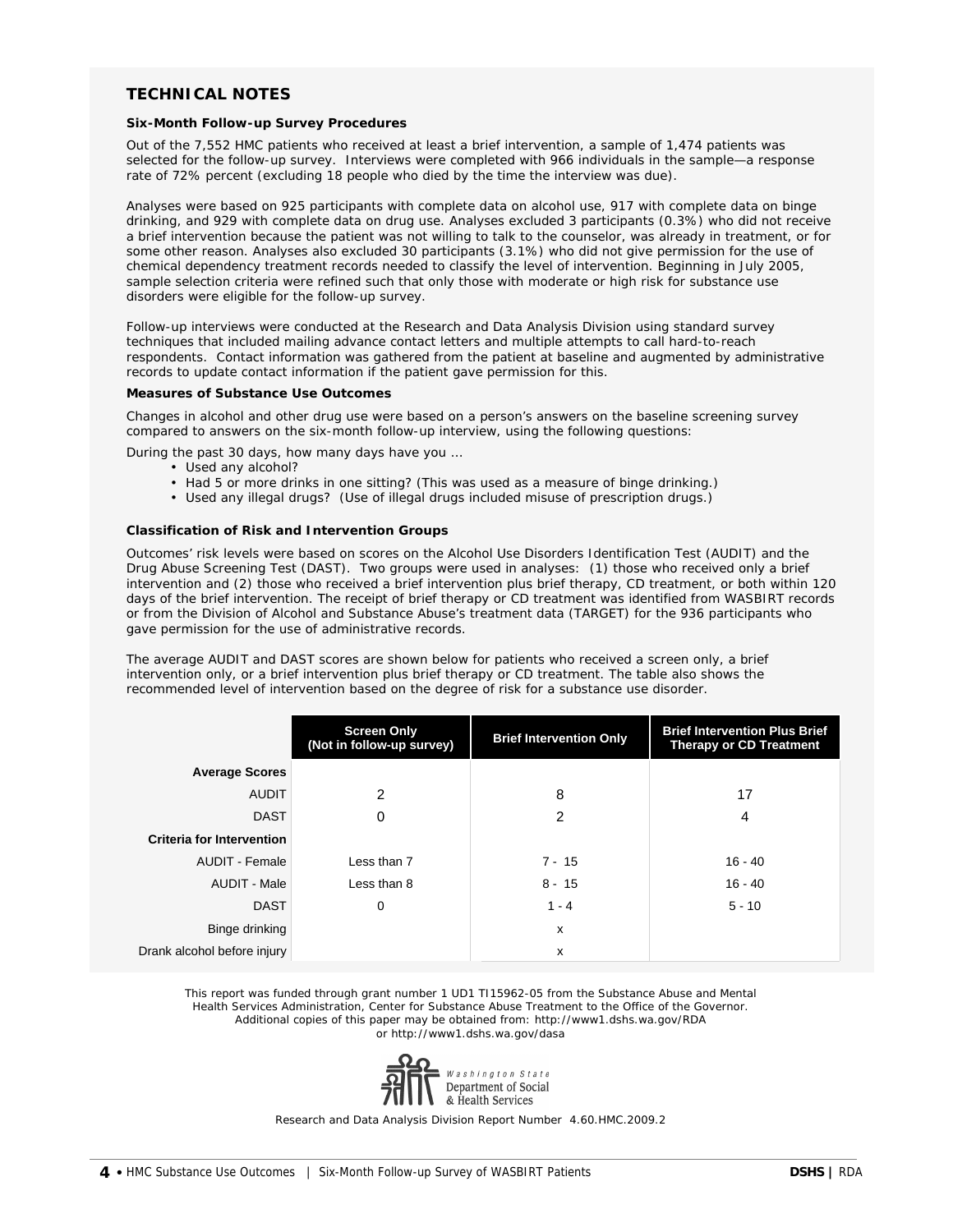## TECHNICAL NOTES

**Six-Month Follow-up Survey Procedures**

Out of the 7,552 HMC patients who received at least a brief intervention, a sample of 1,474 patients was selected for the follow-up survey. Interviews were completed with 966 individuals in the sample—a response rate of 72% percent (excluding 18 people who died by the time the interview was due).

Analyses were based on 925 participants with complete data on alcohol use, 917 with complete data on binge drinking, and 929 with complete data on drug use. Analyses excluded 3 participants (0.3%) who did not receive a brief intervention because the patient was not willing to talk to the counselor, was already in treatment, or for some other reason. Analyses also excluded 30 participants (3.1%) who did not give permission for the use of chemical dependency treatment records needed to classify the level of intervention. Beginning in July 2005, sample selection criteria were refined such that only those with moderate or high risk for substance use disorders were eligible for the follow-up survey.

Follow-up interviews were conducted at the Research and Data Analysis Division using standard survey techniques that included mailing advance contact letters and multiple attempts to call hard-to-reach respondents. Contact information was gathered from the patient at baseline and augmented by administrative records to update contact information if the patient gave permission for this.

**Measures of Substance Use Outcomes**

Changes in alcohol and other drug use were based on a person's answers on the baseline screening survey compared to answers on the six-month follow-up interview, using the following questions:

During the past 30 days, how many days have you ...

- Used any alcohol?
- Had 5 or more drinks in one sitting? (This was used as a measure of binge drinking.)
- Used any illegal drugs? (Use of illegal drugs included misuse of prescription drugs.)

**Classification of Risk and Intervention Groups**

Outcomes' risk levels were based on scores on the Alcohol Use Disorders Identification Test (AUDIT) and the Drug Abuse Screening Test (DAST). Two groups were used in analyses: (1) those who received only a brief intervention and (2) those who received a brief intervention plus brief therapy, CD treatment, or both within 120 days of the brief intervention. The receipt of brief therapy or CD treatment was identified from WASBIRT records or from the Division of Alcohol and Substance Abuse's treatment data (TARGET) for the 936 participants who gave permission for the use of administrative records.

The average AUDIT and DAST scores are shown below for patients who received a screen only, a brief intervention only, or a brief intervention plus brief therapy or CD treatment. The table also shows the recommended level of intervention based on the degree of risk for a substance use disorder.

| | Screen Only (Not in follow-up survey) | Brief Intervention Only | Brief Intervention Plus Brief Therapy or CD Treatment |
|---|---|---|---|
| **Average Scores** | | | |
| AUDIT | 2 | 8 | 17 |
| DAST | 0 | 2 | 4 |
| **Criteria for Intervention** | | | |
| AUDIT - Female | Less than 7 | 7 - 15 | 16 - 40 |
| AUDIT - Male | Less than 8 | 8 - 15 | 16 - 40 |
| DAST | 0 | 1 - 4 | 5 - 10 |
| Binge drinking | | x | |
| Drank alcohol before injury | | x | |

This report was funded through grant number 1 UD1 TI15962-05 from the Substance Abuse and Mental Health Services Administration, Center for Substance Abuse Treatment to the Office of the Governor. Additional copies of this paper may be obtained from: http://www1.dshs.wa.gov/RDA or http://www1.dshs.wa.gov/dasa

Washington State Department of Social & Health Services

Research and Data Analysis Division Report Number 4.60.HMC.2009.2